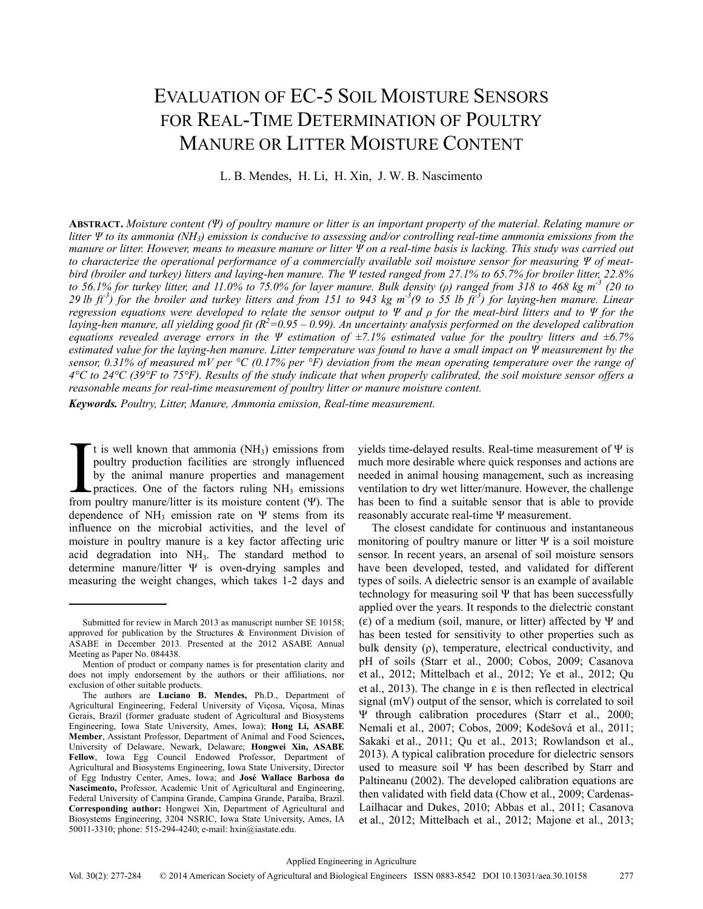# Evaluation of EC-5 Soil Moisture Sensors for Real-Time Determination of Poultry Manure or Litter Moisture Content

L. B. Mendes, H. Li, H. Xin, J. W. B. Nascimento

**Abstract.** *Moisture content (Ψ) of poultry manure or litter is an important property of the material. Relating manure or litter Ψ to its ammonia ($NH_3$) emission is conducive to assessing and/or controlling real-time ammonia emissions from the manure or litter. However, means to measure manure or litter Ψ on a real-time basis is lacking. This study was carried out to characterize the operational performance of a commercially available soil moisture sensor for measuring Ψ of meat-bird (broiler and turkey) litters and laying-hen manure. The Ψ tested ranged from 27.1% to 65.7% for broiler litter, 22.8% to 56.1% for turkey litter, and 11.0% to 75.0% for layer manure. Bulk density (ρ) ranged from 318 to 468 kg $m^{-3}$ (20 to 29 lb $ft^{-3}$) for the broiler and turkey litters and from 151 to 943 kg $m^{-3}$ (9 to 55 lb $ft^{-3}$) for laying-hen manure. Linear regression equations were developed to relate the sensor output to Ψ and ρ for the meat-bird litters and to Ψ for the laying-hen manure, all yielding good fit ($R^2$=0.95 – 0.99). An uncertainty analysis performed on the developed calibration equations revealed average errors in the Ψ estimation of ±7.1% estimated value for the poultry litters and ±6.7% estimated value for the laying-hen manure. Litter temperature was found to have a small impact on Ψ measurement by the sensor, 0.31% of measured mV per °C (0.17% per °F) deviation from the mean operating temperature over the range of 4°C to 24°C (39°F to 75°F). Results of the study indicate that when properly calibrated, the soil moisture sensor offers a reasonable means for real-time measurement of poultry litter or manure moisture content.*

**Keywords.** *Poultry, Litter, Manure, Ammonia emission, Real-time measurement.*

It is well known that ammonia ($NH_3$) emissions from poultry production facilities are strongly influenced by the animal manure properties and management practices. One of the factors ruling $NH_3$ emissions from poultry manure/litter is its moisture content (Ψ). The dependence of $NH_3$ emission rate on Ψ stems from its influence on the microbial activities, and the level of moisture in poultry manure is a key factor affecting uric acid degradation into $NH_3$. The standard method to determine manure/litter Ψ is oven-drying samples and measuring the weight changes, which takes 1-2 days and yields time-delayed results. Real-time measurement of Ψ is much more desirable where quick responses and actions are needed in animal housing management, such as increasing ventilation to dry wet litter/manure. However, the challenge has been to find a suitable sensor that is able to provide reasonably accurate real-time Ψ measurement.

The closest candidate for continuous and instantaneous monitoring of poultry manure or litter Ψ is a soil moisture sensor. In recent years, an arsenal of soil moisture sensors have been developed, tested, and validated for different types of soils. A dielectric sensor is an example of available technology for measuring soil Ψ that has been successfully applied over the years. It responds to the dielectric constant (ε) of a medium (soil, manure, or litter) affected by Ψ and has been tested for sensitivity to other properties such as bulk density (ρ), temperature, electrical conductivity, and pH of soils (Starr et al., 2000; Cobos, 2009; Casanova et al., 2012; Mittelbach et al., 2012; Ye et al., 2012; Qu et al., 2013). The change in ε is then reflected in electrical signal (mV) output of the sensor, which is correlated to soil Ψ through calibration procedures (Starr et al., 2000; Nemali et al., 2007; Cobos, 2009; Kodešová et al., 2011; Sakaki et al., 2011; Qu et al., 2013; Rowlandson et al., 2013). A typical calibration procedure for dielectric sensors used to measure soil Ψ has been described by Starr and Paltineanu (2002). The developed calibration equations are then validated with field data (Chow et al., 2009; Cardenas-Lailhacar and Dukes, 2010; Abbas et al., 2011; Casanova et al., 2012; Mittelbach et al., 2012; Majone et al., 2013;

---

Submitted for review in March 2013 as manuscript number SE 10158; approved for publication by the Structures & Environment Division of ASABE in December 2013. Presented at the 2012 ASABE Annual Meeting as Paper No. 084438.

Mention of product or company names is for presentation clarity and does not imply endorsement by the authors or their affiliations, nor exclusion of other suitable products.

The authors are **Luciano B. Mendes,** Ph.D., Department of Agricultural Engineering, Federal University of Viçosa, Viçosa, Minas Gerais, Brazil (former graduate student of Agricultural and Biosystems Engineering, Iowa State University, Ames, Iowa); **Hong Li, ASABE Member**, Assistant Professor, Department of Animal and Food Sciences**,** University of Delaware, Newark, Delaware; **Hongwei Xin, ASABE Fellow**, Iowa Egg Council Endowed Professor, Department of Agricultural and Biosystems Engineering, Iowa State University, Director of Egg Industry Center, Ames, Iowa; and **José Wallace Barbosa do Nascimento,** Professor, Academic Unit of Agricultural and Engineering, Federal University of Campina Grande, Campina Grande, Paraíba, Brazil. **Corresponding author:** Hongwei Xin, Department of Agricultural and Biosystems Engineering, 3204 NSRIC, Iowa State University, Ames, IA 50011-3310; phone: 515-294-4240; e-mail: hxin@iastate.edu.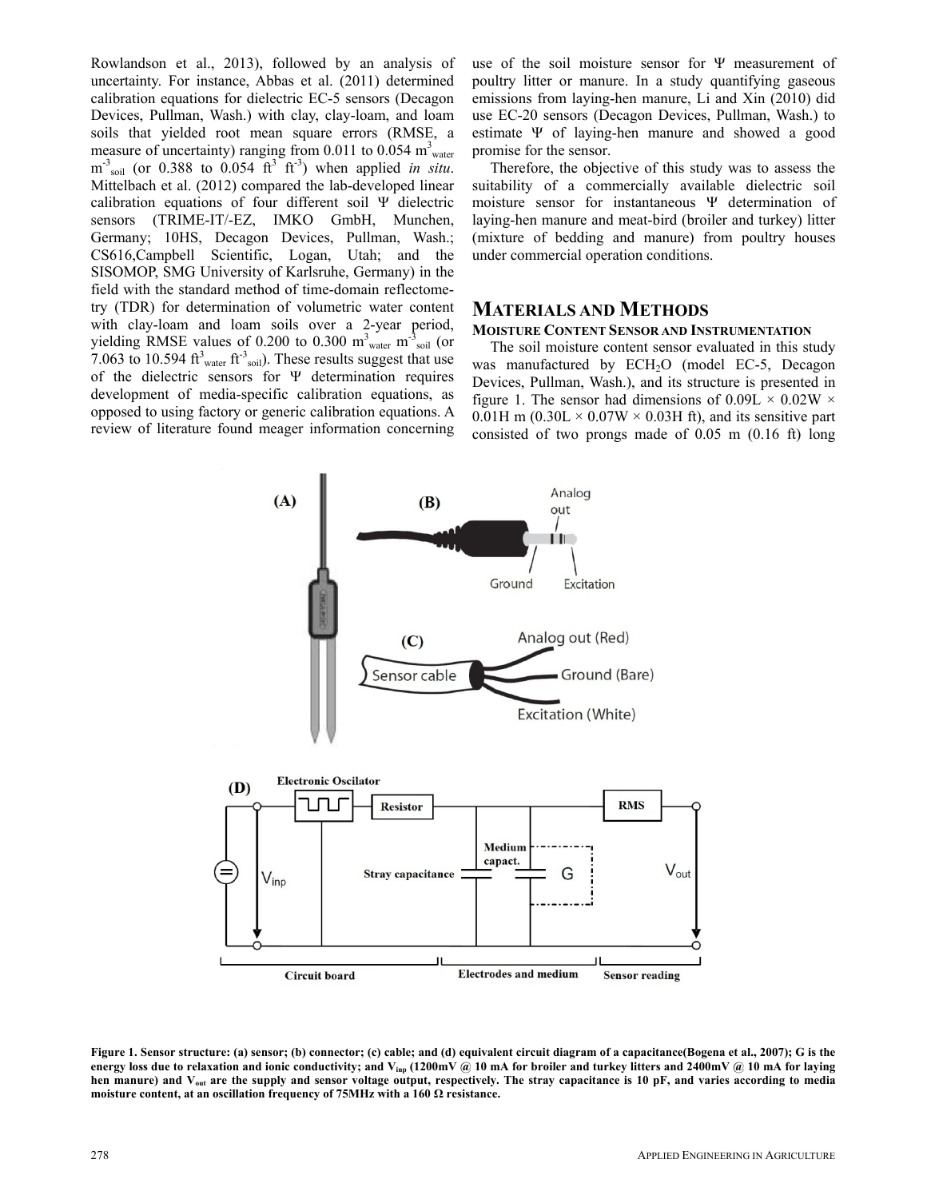Rowlandson et al., 2013), followed by an analysis of uncertainty. For instance, Abbas et al. (2011) determined calibration equations for dielectric EC-5 sensors (Decagon Devices, Pullman, Wash.) with clay, clay-loam, and loam soils that yielded root mean square errors (RMSE, a measure of uncertainty) ranging from 0.011 to 0.054 $m^3_{water}$ $m^{-3}_{soil}$ (or 0.388 to 0.054 $ft^3$ $ft^{-3}$) when applied *in situ*. Mittelbach et al. (2012) compared the lab-developed linear calibration equations of four different soil Ψ dielectric sensors (TRIME-IT/-EZ, IMKO GmbH, Munchen, Germany; 10HS, Decagon Devices, Pullman, Wash.; CS616,Campbell Scientific, Logan, Utah; and the SISOMOP, SMG University of Karlsruhe, Germany) in the field with the standard method of time-domain reflectometry (TDR) for determination of volumetric water content with clay-loam and loam soils over a 2-year period, yielding RMSE values of 0.200 to 0.300 $m^3_{water}$ $m^{-3}_{soil}$ (or 7.063 to 10.594 $ft^3_{water}$ $ft^{-3}_{soil}$). These results suggest that use of the dielectric sensors for Ψ determination requires development of media-specific calibration equations, as opposed to using factory or generic calibration equations. A review of literature found meager information concerning use of the soil moisture sensor for Ψ measurement of poultry litter or manure. In a study quantifying gaseous emissions from laying-hen manure, Li and Xin (2010) did use EC-20 sensors (Decagon Devices, Pullman, Wash.) to estimate Ψ of laying-hen manure and showed a good promise for the sensor.

Therefore, the objective of this study was to assess the suitability of a commercially available dielectric soil moisture sensor for instantaneous Ψ determination of laying-hen manure and meat-bird (broiler and turkey) litter (mixture of bedding and manure) from poultry houses under commercial operation conditions.

## Materials and Methods

### Moisture Content Sensor and Instrumentation

The soil moisture content sensor evaluated in this study was manufactured by $ECH_2O$ (model EC-5, Decagon Devices, Pullman, Wash.), and its structure is presented in figure 1. The sensor had dimensions of 0.09L × 0.02W × 0.01H m (0.30L × 0.07W × 0.03H ft), and its sensitive part consisted of two prongs made of 0.05 m (0.16 ft) long

**Figure 1. Sensor structure: (a) sensor; (b) connector; (c) cable; and (d) equivalent circuit diagram of a capacitance(Bogena et al., 2007); G is the energy loss due to relaxation and ionic conductivity; and $V_{inp}$ (1200mV @ 10 mA for broiler and turkey litters and 2400mV @ 10 mA for laying hen manure) and $V_{out}$ are the supply and sensor voltage output, respectively. The stray capacitance is 10 pF, and varies according to media moisture content, at an oscillation frequency of 75MHz with a 160 Ω resistance.**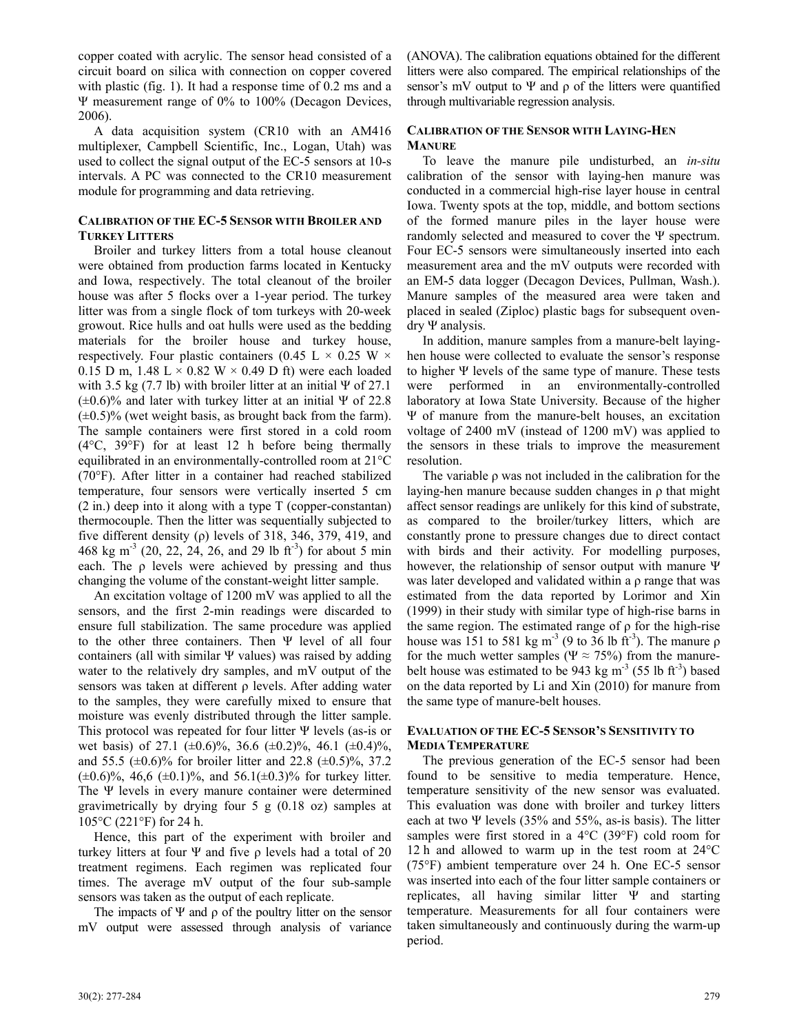copper coated with acrylic. The sensor head consisted of a circuit board on silica with connection on copper covered with plastic (fig. 1). It had a response time of 0.2 ms and a Ψ measurement range of 0% to 100% (Decagon Devices, 2006).

A data acquisition system (CR10 with an AM416 multiplexer, Campbell Scientific, Inc., Logan, Utah) was used to collect the signal output of the EC-5 sensors at 10-s intervals. A PC was connected to the CR10 measurement module for programming and data retrieving.

### Calibration of the EC-5 Sensor with Broiler and Turkey Litters

Broiler and turkey litters from a total house cleanout were obtained from production farms located in Kentucky and Iowa, respectively. The total cleanout of the broiler house was after 5 flocks over a 1-year period. The turkey litter was from a single flock of tom turkeys with 20-week growout. Rice hulls and oat hulls were used as the bedding materials for the broiler house and turkey house, respectively. Four plastic containers (0.45 L × 0.25 W × 0.15 D m, 1.48 L × 0.82 W × 0.49 D ft) were each loaded with 3.5 kg (7.7 lb) with broiler litter at an initial Ψ of 27.1 (±0.6)% and later with turkey litter at an initial Ψ of 22.8 (±0.5)% (wet weight basis, as brought back from the farm). The sample containers were first stored in a cold room (4°C, 39°F) for at least 12 h before being thermally equilibrated in an environmentally-controlled room at 21°C (70°F). After litter in a container had reached stabilized temperature, four sensors were vertically inserted 5 cm (2 in.) deep into it along with a type T (copper-constantan) thermocouple. Then the litter was sequentially subjected to five different density (ρ) levels of 318, 346, 379, 419, and 468 kg m$^{-3}$ (20, 22, 24, 26, and 29 lb ft$^{-3}$) for about 5 min each. The ρ levels were achieved by pressing and thus changing the volume of the constant-weight litter sample.

An excitation voltage of 1200 mV was applied to all the sensors, and the first 2-min readings were discarded to ensure full stabilization. The same procedure was applied to the other three containers. Then Ψ level of all four containers (all with similar Ψ values) was raised by adding water to the relatively dry samples, and mV output of the sensors was taken at different ρ levels. After adding water to the samples, they were carefully mixed to ensure that moisture was evenly distributed through the litter sample. This protocol was repeated for four litter Ψ levels (as-is or wet basis) of 27.1 (±0.6)%, 36.6 (±0.2)%, 46.1 (±0.4)%, and 55.5 (±0.6)% for broiler litter and 22.8 (±0.5)%, 37.2 (±0.6)%, 46,6 (±0.1)%, and 56.1(±0.3)% for turkey litter. The Ψ levels in every manure container were determined gravimetrically by drying four 5 g (0.18 oz) samples at 105°C (221°F) for 24 h.

Hence, this part of the experiment with broiler and turkey litters at four Ψ and five ρ levels had a total of 20 treatment regimens. Each regimen was replicated four times. The average mV output of the four sub-sample sensors was taken as the output of each replicate.

The impacts of Ψ and ρ of the poultry litter on the sensor mV output were assessed through analysis of variance (ANOVA). The calibration equations obtained for the different litters were also compared. The empirical relationships of the sensor's mV output to Ψ and ρ of the litters were quantified through multivariable regression analysis.

### Calibration of the Sensor with Laying-Hen Manure

To leave the manure pile undisturbed, an *in-situ* calibration of the sensor with laying-hen manure was conducted in a commercial high-rise layer house in central Iowa. Twenty spots at the top, middle, and bottom sections of the formed manure piles in the layer house were randomly selected and measured to cover the Ψ spectrum. Four EC-5 sensors were simultaneously inserted into each measurement area and the mV outputs were recorded with an EM-5 data logger (Decagon Devices, Pullman, Wash.). Manure samples of the measured area were taken and placed in sealed (Ziploc) plastic bags for subsequent oven-dry Ψ analysis.

In addition, manure samples from a manure-belt laying-hen house were collected to evaluate the sensor's response to higher Ψ levels of the same type of manure. These tests were performed in an environmentally-controlled laboratory at Iowa State University. Because of the higher Ψ of manure from the manure-belt houses, an excitation voltage of 2400 mV (instead of 1200 mV) was applied to the sensors in these trials to improve the measurement resolution.

The variable ρ was not included in the calibration for the laying-hen manure because sudden changes in ρ that might affect sensor readings are unlikely for this kind of substrate, as compared to the broiler/turkey litters, which are constantly prone to pressure changes due to direct contact with birds and their activity. For modelling purposes, however, the relationship of sensor output with manure Ψ was later developed and validated within a ρ range that was estimated from the data reported by Lorimor and Xin (1999) in their study with similar type of high-rise barns in the same region. The estimated range of ρ for the high-rise house was 151 to 581 kg m$^{-3}$ (9 to 36 lb ft$^{-3}$). The manure ρ for the much wetter samples (Ψ ≈ 75%) from the manure-belt house was estimated to be 943 kg m$^{-3}$ (55 lb ft$^{-3}$) based on the data reported by Li and Xin (2010) for manure from the same type of manure-belt houses.

### Evaluation of the EC-5 Sensor's Sensitivity to Media Temperature

The previous generation of the EC-5 sensor had been found to be sensitive to media temperature. Hence, temperature sensitivity of the new sensor was evaluated. This evaluation was done with broiler and turkey litters each at two Ψ levels (35% and 55%, as-is basis). The litter samples were first stored in a 4°C (39°F) cold room for 12 h and allowed to warm up in the test room at 24°C (75°F) ambient temperature over 24 h. One EC-5 sensor was inserted into each of the four litter sample containers or replicates, all having similar litter Ψ and starting temperature. Measurements for all four containers were taken simultaneously and continuously during the warm-up period.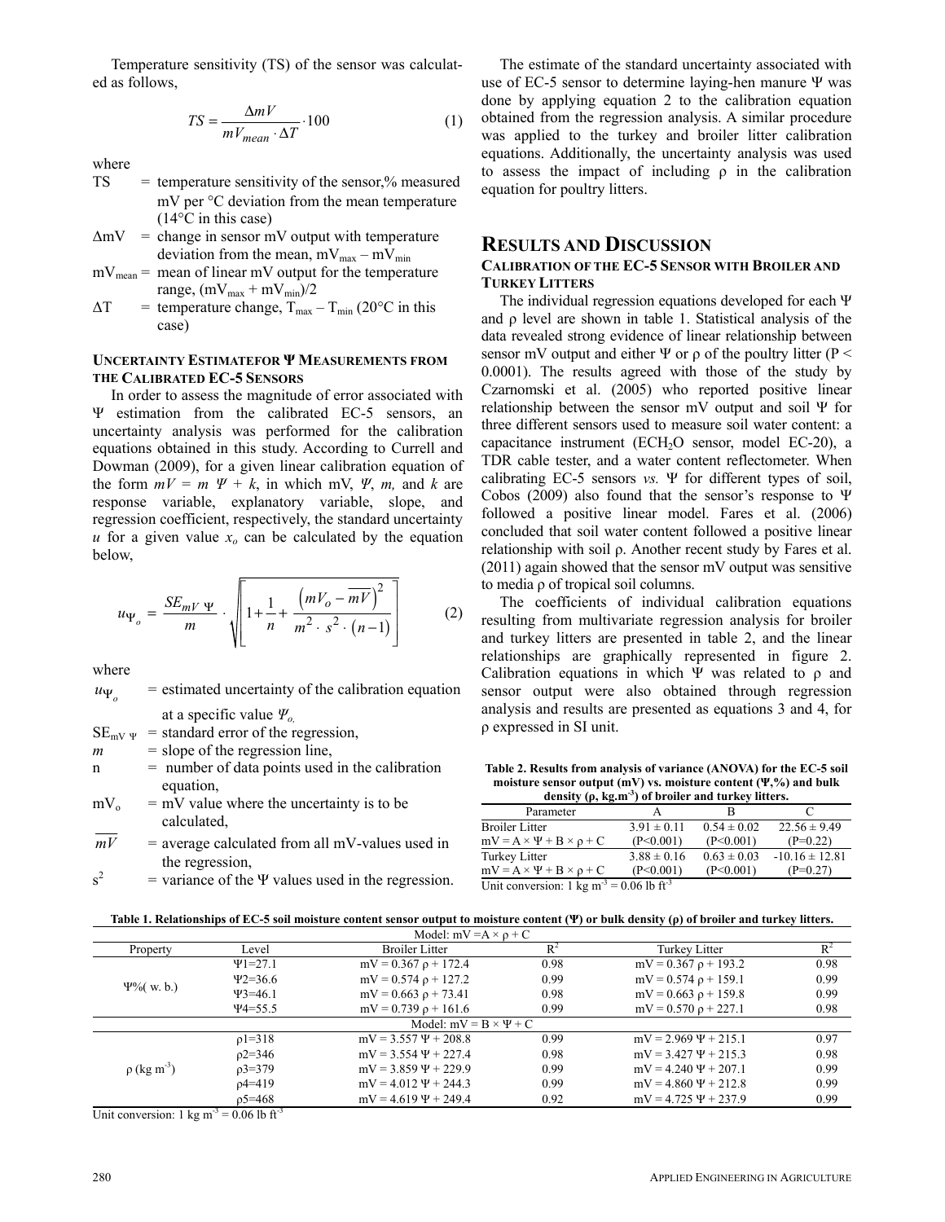Temperature sensitivity (TS) of the sensor was calculated as follows,

$$TS = \frac{\Delta mV}{mV_{mean} \cdot \Delta T} \cdot 100 \qquad (1)$$

where

- TS = temperature sensitivity of the sensor,% measured mV per °C deviation from the mean temperature (14°C in this case)
- $\Delta mV$ = change in sensor mV output with temperature deviation from the mean, $mV_{max} - mV_{min}$
- $mV_{mean}$ = mean of linear mV output for the temperature range, $(mV_{max} + mV_{min})/2$
- $\Delta T$ = temperature change, $T_{max} - T_{min}$ (20°C in this case)

### Uncertainty Estimatefor Ψ Measurements from the Calibrated EC-5 Sensors

In order to assess the magnitude of error associated with Ψ estimation from the calibrated EC-5 sensors, an uncertainty analysis was performed for the calibration equations obtained in this study. According to Currell and Dowman (2009), for a given linear calibration equation of the form $mV = m\ \Psi + k$, in which mV, $\Psi$, $m$, and $k$ are response variable, explanatory variable, slope, and regression coefficient, respectively, the standard uncertainty $u$ for a given value $x_o$ can be calculated by the equation below,

$$u_{\Psi_o} = \frac{SE_{mV\ \Psi}}{m} \cdot \sqrt{\left[1 + \frac{1}{n} + \frac{\left(mV_o - \overline{mV}\right)^2}{m^2 \cdot s^2 \cdot (n-1)}\right]} \qquad (2)$$

where

- $u_{\Psi_o}$ = estimated uncertainty of the calibration equation at a specific value $\Psi_o$,
- $SE_{mV\ \Psi}$ = standard error of the regression,
- $m$ = slope of the regression line,
- n = number of data points used in the calibration equation,
- $mV_o$ = mV value where the uncertainty is to be calculated,
- $\overline{mV}$ = average calculated from all mV-values used in the regression,
- $s^2$ = variance of the Ψ values used in the regression.

The estimate of the standard uncertainty associated with use of EC-5 sensor to determine laying-hen manure Ψ was done by applying equation 2 to the calibration equation obtained from the regression analysis. A similar procedure was applied to the turkey and broiler litter calibration equations. Additionally, the uncertainty analysis was used to assess the impact of including ρ in the calibration equation for poultry litters.

## Results and Discussion

### Calibration of the EC-5 Sensor with Broiler and Turkey Litters

The individual regression equations developed for each Ψ and ρ level are shown in table 1. Statistical analysis of the data revealed strong evidence of linear relationship between sensor mV output and either Ψ or ρ of the poultry litter ($P < 0.0001$). The results agreed with those of the study by Czarnomski et al. (2005) who reported positive linear relationship between the sensor mV output and soil Ψ for three different sensors used to measure soil water content: a capacitance instrument ($ECH_2O$ sensor, model EC-20), a TDR cable tester, and a water content reflectometer. When calibrating EC-5 sensors *vs.* Ψ for different types of soil, Cobos (2009) also found that the sensor's response to Ψ followed a positive linear model. Fares et al. (2006) concluded that soil water content followed a positive linear relationship with soil ρ. Another recent study by Fares et al. (2011) again showed that the sensor mV output was sensitive to media ρ of tropical soil columns.

The coefficients of individual calibration equations resulting from multivariate regression analysis for broiler and turkey litters are presented in table 2, and the linear relationships are graphically represented in figure 2. Calibration equations in which Ψ was related to ρ and sensor output were also obtained through regression analysis and results are presented as equations 3 and 4, for ρ expressed in SI unit.

**Table 2. Results from analysis of variance (ANOVA) for the EC-5 soil moisture sensor output (mV) vs. moisture content (Ψ,%) and bulk density (ρ, kg.m$^{-3}$) of broiler and turkey litters.**

| Parameter | A | B | C |
|---|---|---|---|
| Broiler Litter | 3.91 ± 0.11 | 0.54 ± 0.02 | 22.56 ± 9.49 |
| mV = A × Ψ + B × ρ + C | (P<0.001) | (P<0.001) | (P=0.22) |
| Turkey Litter | 3.88 ± 0.16 | 0.63 ± 0.03 | -10.16 ± 12.81 |
| mV = A × Ψ + B × ρ + C | (P<0.001) | (P<0.001) | (P=0.27) |

Unit conversion: 1 kg m$^{-3}$ = 0.06 lb ft$^{-3}$

**Table 1. Relationships of EC-5 soil moisture content sensor output to moisture content (Ψ) or bulk density (ρ) of broiler and turkey litters.**

| Property | Level | Broiler Litter | $R^2$ | Turkey Litter | $R^2$ |
|---|---|---|---|---|---|
| | | Model: mV = A × ρ + C | | | |
| Ψ%( w. b.) | Ψ1=27.1 | mV = 0.367 ρ + 172.4 | 0.98 | mV = 0.367 ρ + 193.2 | 0.98 |
| | Ψ2=36.6 | mV = 0.574 ρ + 127.2 | 0.99 | mV = 0.574 ρ + 159.1 | 0.99 |
| | Ψ3=46.1 | mV = 0.663 ρ + 73.41 | 0.98 | mV = 0.663 ρ + 159.8 | 0.99 |
| | Ψ4=55.5 | mV = 0.739 ρ + 161.6 | 0.99 | mV = 0.570 ρ + 227.1 | 0.98 |
| | | Model: mV = B × Ψ + C | | | |
| ρ (kg m$^{-3}$) | ρ1=318 | mV = 3.557 Ψ + 208.8 | 0.99 | mV = 2.969 Ψ + 215.1 | 0.97 |
| | ρ2=346 | mV = 3.554 Ψ + 227.4 | 0.98 | mV = 3.427 Ψ + 215.3 | 0.98 |
| | ρ3=379 | mV = 3.859 Ψ + 229.9 | 0.99 | mV = 4.240 Ψ + 207.1 | 0.99 |
| | ρ4=419 | mV = 4.012 Ψ + 244.3 | 0.99 | mV = 4.860 Ψ + 212.8 | 0.99 |
| | ρ5=468 | mV = 4.619 Ψ + 249.4 | 0.92 | mV = 4.725 Ψ + 237.9 | 0.99 |

Unit conversion: 1 kg m$^{-3}$ = 0.06 lb ft$^{-3}$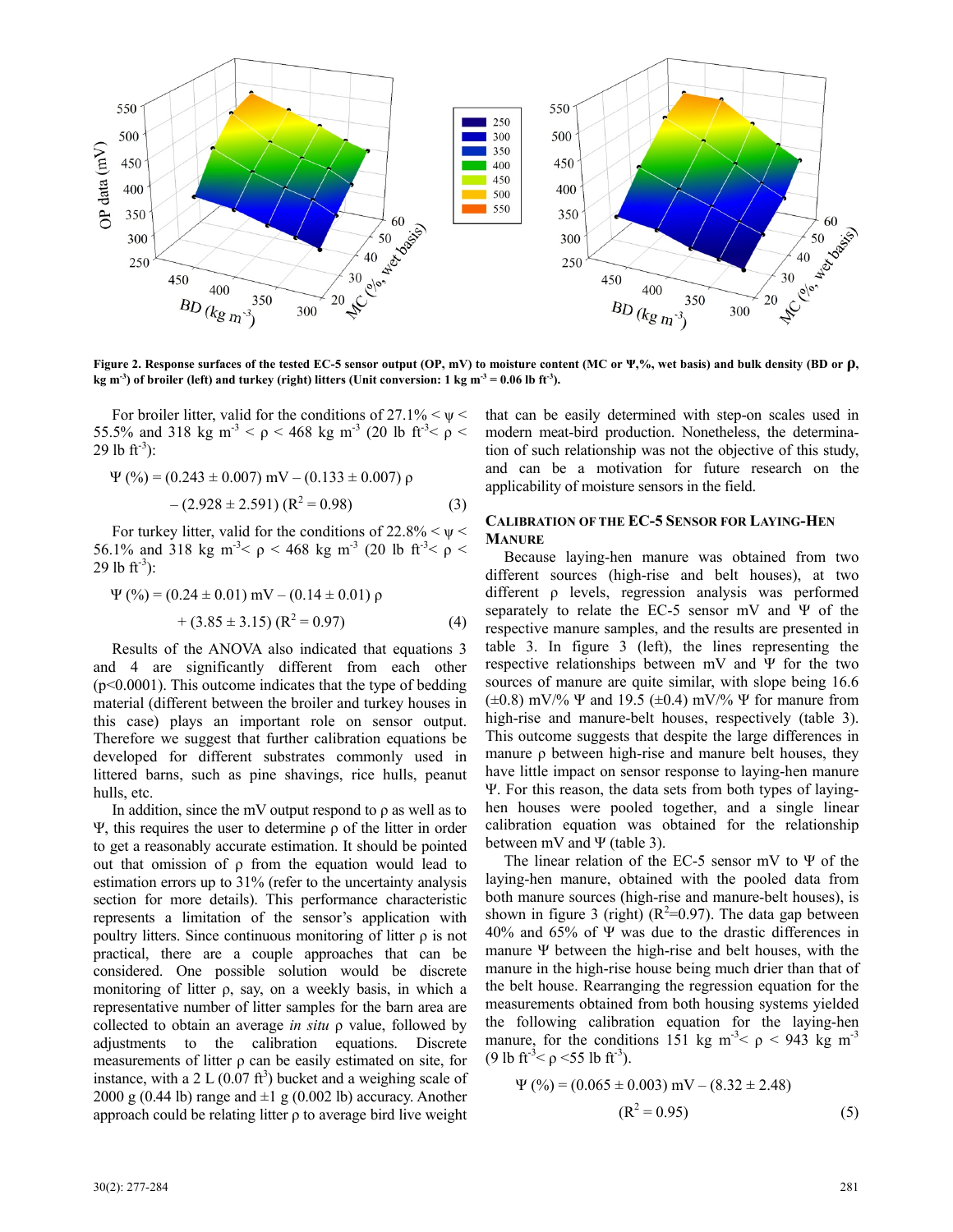Figure 2. Response surfaces of the tested EC-5 sensor output (OP, mV) to moisture content (MC or Ψ,%, wet basis) and bulk density (BD or ρ, kg m$^{-3}$) of broiler (left) and turkey (right) litters (Unit conversion: 1 kg m$^{-3}$ = 0.06 lb ft$^{-3}$).

For broiler litter, valid for the conditions of 27.1% < ψ < 55.5% and 318 kg m$^{-3}$ < ρ < 468 kg m$^{-3}$ (20 lb ft$^{-3}$< ρ < 29 lb ft$^{-3}$):

$$\Psi\ (\%) = (0.243 \pm 0.007)\ \text{mV} - (0.133 \pm 0.007)\ \rho - (2.928 \pm 2.591)\ (R^2 = 0.98) \tag{3}$$

For turkey litter, valid for the conditions of 22.8% < ψ < 56.1% and 318 kg m$^{-3}$< ρ < 468 kg m$^{-3}$ (20 lb ft$^{-3}$< ρ < 29 lb ft$^{-3}$):

$$\Psi\ (\%) = (0.24 \pm 0.01)\ \text{mV} - (0.14 \pm 0.01)\ \rho + (3.85 \pm 3.15)\ (R^2 = 0.97) \tag{4}$$

Results of the ANOVA also indicated that equations 3 and 4 are significantly different from each other (p<0.0001). This outcome indicates that the type of bedding material (different between the broiler and turkey houses in this case) plays an important role on sensor output. Therefore we suggest that further calibration equations be developed for different substrates commonly used in littered barns, such as pine shavings, rice hulls, peanut hulls, etc.

In addition, since the mV output respond to ρ as well as to Ψ, this requires the user to determine ρ of the litter in order to get a reasonably accurate estimation. It should be pointed out that omission of ρ from the equation would lead to estimation errors up to 31% (refer to the uncertainty analysis section for more details). This performance characteristic represents a limitation of the sensor's application with poultry litters. Since continuous monitoring of litter ρ is not practical, there are a couple approaches that can be considered. One possible solution would be discrete monitoring of litter ρ, say, on a weekly basis, in which a representative number of litter samples for the barn area are collected to obtain an average *in situ* ρ value, followed by adjustments to the calibration equations. Discrete measurements of litter ρ can be easily estimated on site, for instance, with a 2 L (0.07 ft$^3$) bucket and a weighing scale of 2000 g (0.44 lb) range and ±1 g (0.002 lb) accuracy. Another approach could be relating litter ρ to average bird live weight that can be easily determined with step-on scales used in modern meat-bird production. Nonetheless, the determination of such relationship was not the objective of this study, and can be a motivation for future research on the applicability of moisture sensors in the field.

## Calibration of the EC-5 Sensor for Laying-Hen Manure

Because laying-hen manure was obtained from two different sources (high-rise and belt houses), at two different ρ levels, regression analysis was performed separately to relate the EC-5 sensor mV and Ψ of the respective manure samples, and the results are presented in table 3. In figure 3 (left), the lines representing the respective relationships between mV and Ψ for the two sources of manure are quite similar, with slope being 16.6 (±0.8) mV/% Ψ and 19.5 (±0.4) mV/% Ψ for manure from high-rise and manure-belt houses, respectively (table 3). This outcome suggests that despite the large differences in manure ρ between high-rise and manure belt houses, they have little impact on sensor response to laying-hen manure Ψ. For this reason, the data sets from both types of laying-hen houses were pooled together, and a single linear calibration equation was obtained for the relationship between mV and Ψ (table 3).

The linear relation of the EC-5 sensor mV to Ψ of the laying-hen manure, obtained with the pooled data from both manure sources (high-rise and manure-belt houses), is shown in figure 3 (right) ($R^2$=0.97). The data gap between 40% and 65% of Ψ was due to the drastic differences in manure Ψ between the high-rise and belt houses, with the manure in the high-rise house being much drier than that of the belt house. Rearranging the regression equation for the measurements obtained from both housing systems yielded the following calibration equation for the laying-hen manure, for the conditions 151 kg m$^{-3}$< ρ < 943 kg m$^{-3}$ (9 lb ft$^{-3}$< ρ <55 lb ft$^{-3}$).

$$\Psi\ (\%) = (0.065 \pm 0.003)\ \text{mV} - (8.32 \pm 2.48)\ (R^2 = 0.95) \tag{5}$$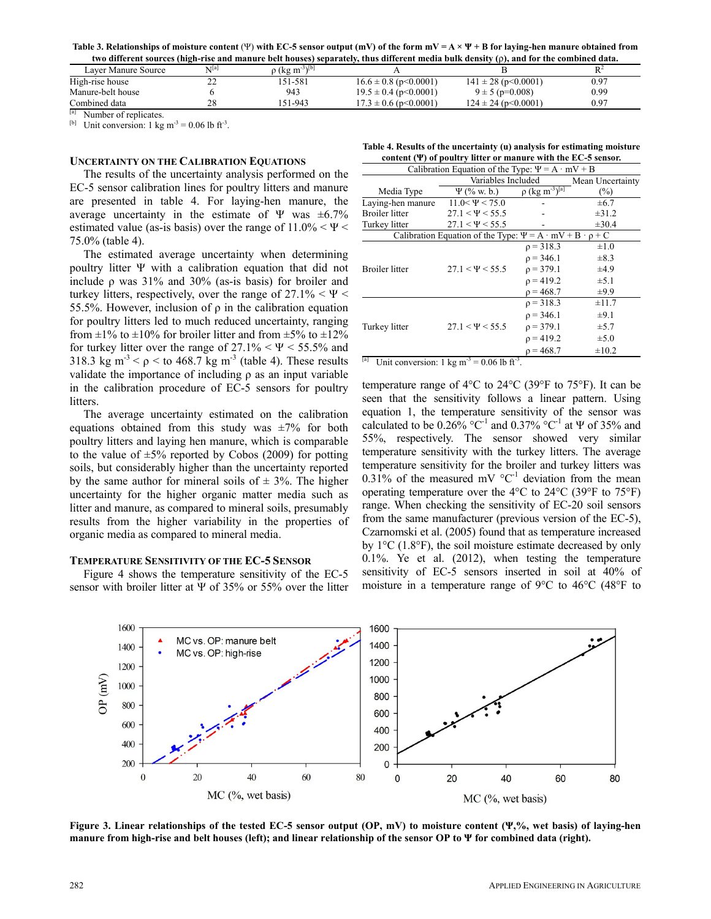**Table 3. Relationships of moisture content (Ψ) with EC-5 sensor output (mV) of the form mV = A × Ψ + B for laying-hen manure obtained from two different sources (high-rise and manure belt houses) separately, thus different media bulk density (ρ), and for the combined data.**

| Layer Manure Source | N[a] | ρ (kg m$^{-3}$)[b] | A | B | $R^2$ |
|---|---|---|---|---|---|
| High-rise house | 22 | 151-581 | 16.6 ± 0.8 (p<0.0001) | 141 ± 28 (p<0.0001) | 0.97 |
| Manure-belt house | 6 | 943 | 19.5 ± 0.4 (p<0.0001) | 9 ± 5 (p=0.008) | 0.99 |
| Combined data | 28 | 151-943 | 17.3 ± 0.6 (p<0.0001) | 124 ± 24 (p<0.0001) | 0.97 |

[a] Number of replicates.
[b] Unit conversion: 1 kg m$^{-3}$ = 0.06 lb ft$^{-3}$.

### Uncertainty on the Calibration Equations

The results of the uncertainty analysis performed on the EC-5 sensor calibration lines for poultry litters and manure are presented in table 4. For laying-hen manure, the average uncertainty in the estimate of Ψ was ±6.7% estimated value (as-is basis) over the range of 11.0% < Ψ < 75.0% (table 4).

The estimated average uncertainty when determining poultry litter Ψ with a calibration equation that did not include ρ was 31% and 30% (as-is basis) for broiler and turkey litters, respectively, over the range of 27.1% < Ψ < 55.5%. However, inclusion of ρ in the calibration equation for poultry litters led to much reduced uncertainty, ranging from ±1% to ±10% for broiler litter and from ±5% to ±12% for turkey litter over the range of 27.1% < Ψ < 55.5% and 318.3 kg m$^{-3}$ < ρ < to 468.7 kg m$^{-3}$ (table 4). These results validate the importance of including ρ as an input variable in the calibration procedure of EC-5 sensors for poultry litters.

The average uncertainty estimated on the calibration equations obtained from this study was ±7% for both poultry litters and laying hen manure, which is comparable to the value of ±5% reported by Cobos (2009) for potting soils, but considerably higher than the uncertainty reported by the same author for mineral soils of ± 3%. The higher uncertainty for the higher organic matter media such as litter and manure, as compared to mineral soils, presumably results from the higher variability in the properties of organic media as compared to mineral media.

### Temperature Sensitivity of the EC-5 Sensor

Figure 4 shows the temperature sensitivity of the EC-5 sensor with broiler litter at Ψ of 35% or 55% over the litter temperature range of 4°C to 24°C (39°F to 75°F). It can be seen that the sensitivity follows a linear pattern. Using equation 1, the temperature sensitivity of the sensor was calculated to be 0.26% °C$^{-1}$ and 0.37% °C$^{-1}$ at Ψ of 35% and 55%, respectively. The sensor showed very similar temperature sensitivity with the turkey litters. The average temperature sensitivity for the broiler and turkey litters was 0.31% of the measured mV °C$^{-1}$ deviation from the mean operating temperature over the 4°C to 24°C (39°F to 75°F) range. When checking the sensitivity of EC-20 soil sensors from the same manufacturer (previous version of the EC-5), Czarnomski et al. (2005) found that as temperature increased by 1°C (1.8°F), the soil moisture estimate decreased by only 0.1%. Ye et al. (2012), when testing the temperature sensitivity of EC-5 sensors inserted in soil at 40% of moisture in a temperature range of 9°C to 46°C (48°F to

**Table 4. Results of the uncertainty (u) analysis for estimating moisture content (Ψ) of poultry litter or manure with the EC-5 sensor.**

| Calibration Equation of the Type: Ψ = A · mV + B | | | |
|---|---|---|---|
| | Variables Included | | Mean Uncertainty |
| Media Type | Ψ (% w. b.) | ρ (kg m$^{-3}$)[a] | (%) |
| Laying-hen manure | 11.0< Ψ < 75.0 | - | ±6.7 |
| Broiler litter | 27.1 < Ψ < 55.5 | - | ±31.2 |
| Turkey litter | 27.1 < Ψ < 55.5 | - | ±30.4 |
| **Calibration Equation of the Type: Ψ = A · mV + B · ρ + C** | | | |
| Broiler litter | 27.1 < Ψ < 55.5 | ρ = 318.3 | ±1.0 |
| | | ρ = 346.1 | ±8.3 |
| | | ρ = 379.1 | ±4.9 |
| | | ρ = 419.2 | ±5.1 |
| | | ρ = 468.7 | ±9.9 |
| Turkey litter | 27.1 < Ψ < 55.5 | ρ = 318.3 | ±11.7 |
| | | ρ = 346.1 | ±9.1 |
| | | ρ = 379.1 | ±5.7 |
| | | ρ = 419.2 | ±5.0 |
| | | ρ = 468.7 | ±10.2 |

[a] Unit conversion: 1 kg m$^{-3}$ = 0.06 lb ft$^{-3}$.

**Figure 3. Linear relationships of the tested EC-5 sensor output (OP, mV) to moisture content (Ψ,%, wet basis) of laying-hen manure from high-rise and belt houses (left); and linear relationship of the sensor OP to Ψ for combined data (right).**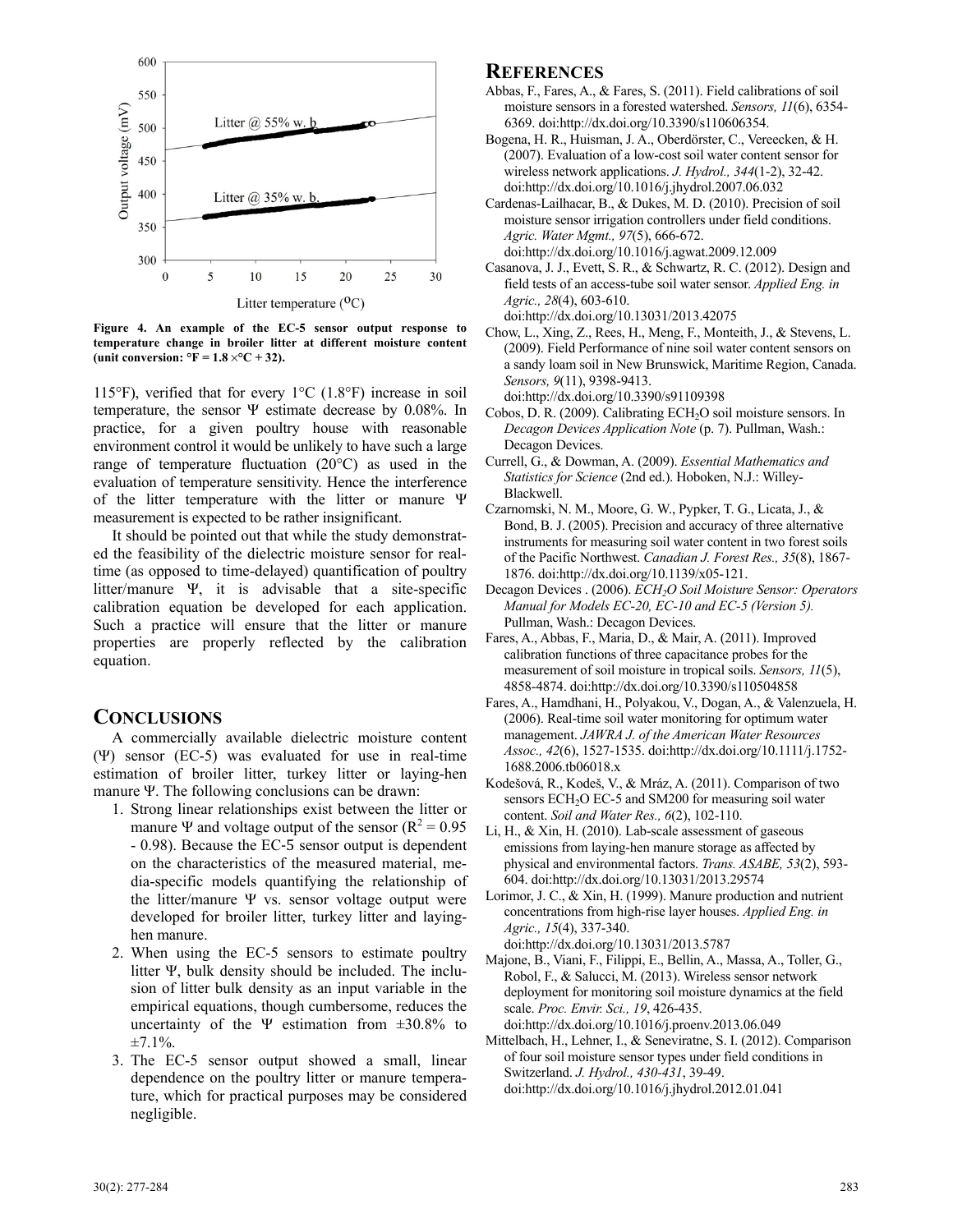Figure 4. An example of the EC-5 sensor output response to temperature change in broiler litter at different moisture content (unit conversion: °F = 1.8 ×°C + 32).

115°F), verified that for every 1°C (1.8°F) increase in soil temperature, the sensor Ψ estimate decrease by 0.08%. In practice, for a given poultry house with reasonable environment control it would be unlikely to have such a large range of temperature fluctuation (20°C) as used in the evaluation of temperature sensitivity. Hence the interference of the litter temperature with the litter or manure Ψ measurement is expected to be rather insignificant.

It should be pointed out that while the study demonstrated the feasibility of the dielectric moisture sensor for real-time (as opposed to time-delayed) quantification of poultry litter/manure Ψ, it is advisable that a site-specific calibration equation be developed for each application. Such a practice will ensure that the litter or manure properties are properly reflected by the calibration equation.

## Conclusions

A commercially available dielectric moisture content (Ψ) sensor (EC-5) was evaluated for use in real-time estimation of broiler litter, turkey litter or laying-hen manure Ψ. The following conclusions can be drawn:

1. Strong linear relationships exist between the litter or manure Ψ and voltage output of the sensor ($R^2$ = 0.95 - 0.98). Because the EC-5 sensor output is dependent on the characteristics of the measured material, media-specific models quantifying the relationship of the litter/manure Ψ vs. sensor voltage output were developed for broiler litter, turkey litter and laying-hen manure.
2. When using the EC-5 sensors to estimate poultry litter Ψ, bulk density should be included. The inclusion of litter bulk density as an input variable in the empirical equations, though cumbersome, reduces the uncertainty of the Ψ estimation from ±30.8% to ±7.1%.
3. The EC-5 sensor output showed a small, linear dependence on the poultry litter or manure temperature, which for practical purposes may be considered negligible.

## References

Abbas, F., Fares, A., & Fares, S. (2011). Field calibrations of soil moisture sensors in a forested watershed. *Sensors, 11*(6), 6354-6369. doi:http://dx.doi.org/10.3390/s110606354.

Bogena, H. R., Huisman, J. A., Oberdörster, C., Vereecken, & H. (2007). Evaluation of a low-cost soil water content sensor for wireless network applications. *J. Hydrol., 344*(1-2), 32-42. doi:http://dx.doi.org/10.1016/j.jhydrol.2007.06.032

Cardenas-Lailhacar, B., & Dukes, M. D. (2010). Precision of soil moisture sensor irrigation controllers under field conditions. *Agric. Water Mgmt., 97*(5), 666-672. doi:http://dx.doi.org/10.1016/j.agwat.2009.12.009

Casanova, J. J., Evett, S. R., & Schwartz, R. C. (2012). Design and field tests of an access-tube soil water sensor. *Applied Eng. in Agric., 28*(4), 603-610. doi:http://dx.doi.org/10.13031/2013.42075

Chow, L., Xing, Z., Rees, H., Meng, F., Monteith, J., & Stevens, L. (2009). Field Performance of nine soil water content sensors on a sandy loam soil in New Brunswick, Maritime Region, Canada. *Sensors, 9*(11), 9398-9413. doi:http://dx.doi.org/10.3390/s91109398

Cobos, D. R. (2009). Calibrating $ECH_2O$ soil moisture sensors. In *Decagon Devices Application Note* (p. 7). Pullman, Wash.: Decagon Devices.

Currell, G., & Dowman, A. (2009). *Essential Mathematics and Statistics for Science* (2nd ed.). Hoboken, N.J.: Willey-Blackwell.

Czarnomski, N. M., Moore, G. W., Pypker, T. G., Licata, J., & Bond, B. J. (2005). Precision and accuracy of three alternative instruments for measuring soil water content in two forest soils of the Pacific Northwest. *Canadian J. Forest Res., 35*(8), 1867-1876. doi:http://dx.doi.org/10.1139/x05-121.

Decagon Devices . (2006). *$ECH_2O$ Soil Moisture Sensor: Operators Manual for Models EC-20, EC-10 and EC-5 (Version 5).* Pullman, Wash.: Decagon Devices.

Fares, A., Abbas, F., Maria, D., & Mair, A. (2011). Improved calibration functions of three capacitance probes for the measurement of soil moisture in tropical soils. *Sensors, 11*(5), 4858-4874. doi:http://dx.doi.org/10.3390/s110504858

Fares, A., Hamdhani, H., Polyakou, V., Dogan, A., & Valenzuela, H. (2006). Real-time soil water monitoring for optimum water management. *JAWRA J. of the American Water Resources Assoc., 42*(6), 1527-1535. doi:http://dx.doi.org/10.1111/j.1752-1688.2006.tb06018.x

Kodešová, R., Kodeš, V., & Mráz, A. (2011). Comparison of two sensors $ECH_2O$ EC-5 and SM200 for measuring soil water content. *Soil and Water Res., 6*(2), 102-110.

Li, H., & Xin, H. (2010). Lab-scale assessment of gaseous emissions from laying-hen manure storage as affected by physical and environmental factors. *Trans. ASABE, 53*(2), 593-604. doi:http://dx.doi.org/10.13031/2013.29574

Lorimor, J. C., & Xin, H. (1999). Manure production and nutrient concentrations from high-rise layer houses. *Applied Eng. in Agric., 15*(4), 337-340. doi:http://dx.doi.org/10.13031/2013.5787

Majone, B., Viani, F., Filippi, E., Bellin, A., Massa, A., Toller, G., Robol, F., & Salucci, M. (2013). Wireless sensor network deployment for monitoring soil moisture dynamics at the field scale. *Proc. Envir. Sci., 19*, 426-435. doi:http://dx.doi.org/10.1016/j.proenv.2013.06.049

Mittelbach, H., Lehner, I., & Seneviratne, S. I. (2012). Comparison of four soil moisture sensor types under field conditions in Switzerland. *J. Hydrol., 430-431*, 39-49. doi:http://dx.doi.org/10.1016/j.jhydrol.2012.01.041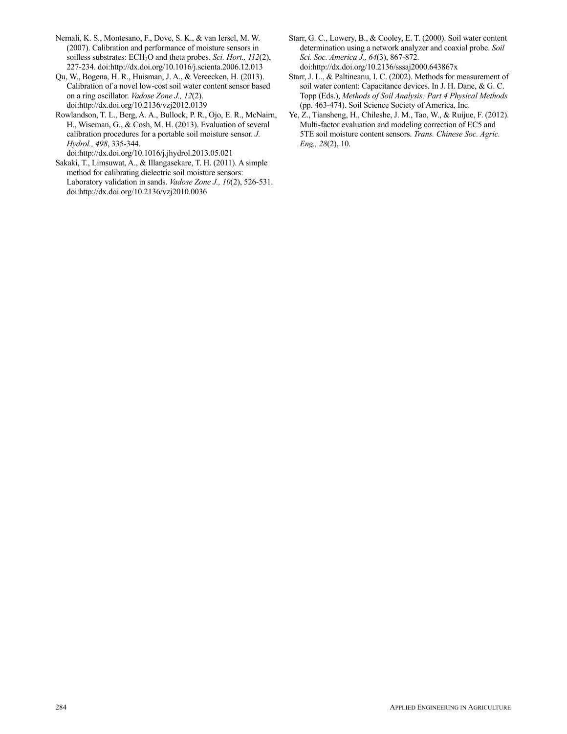Nemali, K. S., Montesano, F., Dove, S. K., & van Iersel, M. W. (2007). Calibration and performance of moisture sensors in soilless substrates: $ECH_2O$ and theta probes. *Sci. Hort., 112*(2), 227-234. doi:http://dx.doi.org/10.1016/j.scienta.2006.12.013

Qu, W., Bogena, H. R., Huisman, J. A., & Vereecken, H. (2013). Calibration of a novel low-cost soil water content sensor based on a ring oscillator. *Vadose Zone J., 12*(2). doi:http://dx.doi.org/10.2136/vzj2012.0139

Rowlandson, T. L., Berg, A. A., Bullock, P. R., Ojo, E. R., McNairn, H., Wiseman, G., & Cosh, M. H. (2013). Evaluation of several calibration procedures for a portable soil moisture sensor. *J. Hydrol., 498*, 335-344. doi:http://dx.doi.org/10.1016/j.jhydrol.2013.05.021

Sakaki, T., Limsuwat, A., & Illangasekare, T. H. (2011). A simple method for calibrating dielectric soil moisture sensors: Laboratory validation in sands. *Vadose Zone J., 10*(2), 526-531. doi:http://dx.doi.org/10.2136/vzj2010.0036

Starr, G. C., Lowery, B., & Cooley, E. T. (2000). Soil water content determination using a network analyzer and coaxial probe. *Soil Sci. Soc. America J., 64*(3), 867-872. doi:http://dx.doi.org/10.2136/sssaj2000.643867x

Starr, J. L., & Paltineanu, I. C. (2002). Methods for measurement of soil water content: Capacitance devices. In J. H. Dane, & G. C. Topp (Eds.), *Methods of Soil Analysis: Part 4 Physical Methods* (pp. 463-474). Soil Science Society of America, Inc.

Ye, Z., Tiansheng, H., Chileshe, J. M., Tao, W., & Ruijue, F. (2012). Multi-factor evaluation and modeling correction of EC5 and 5TE soil moisture content sensors. *Trans. Chinese Soc. Agric. Eng., 28*(2), 10.